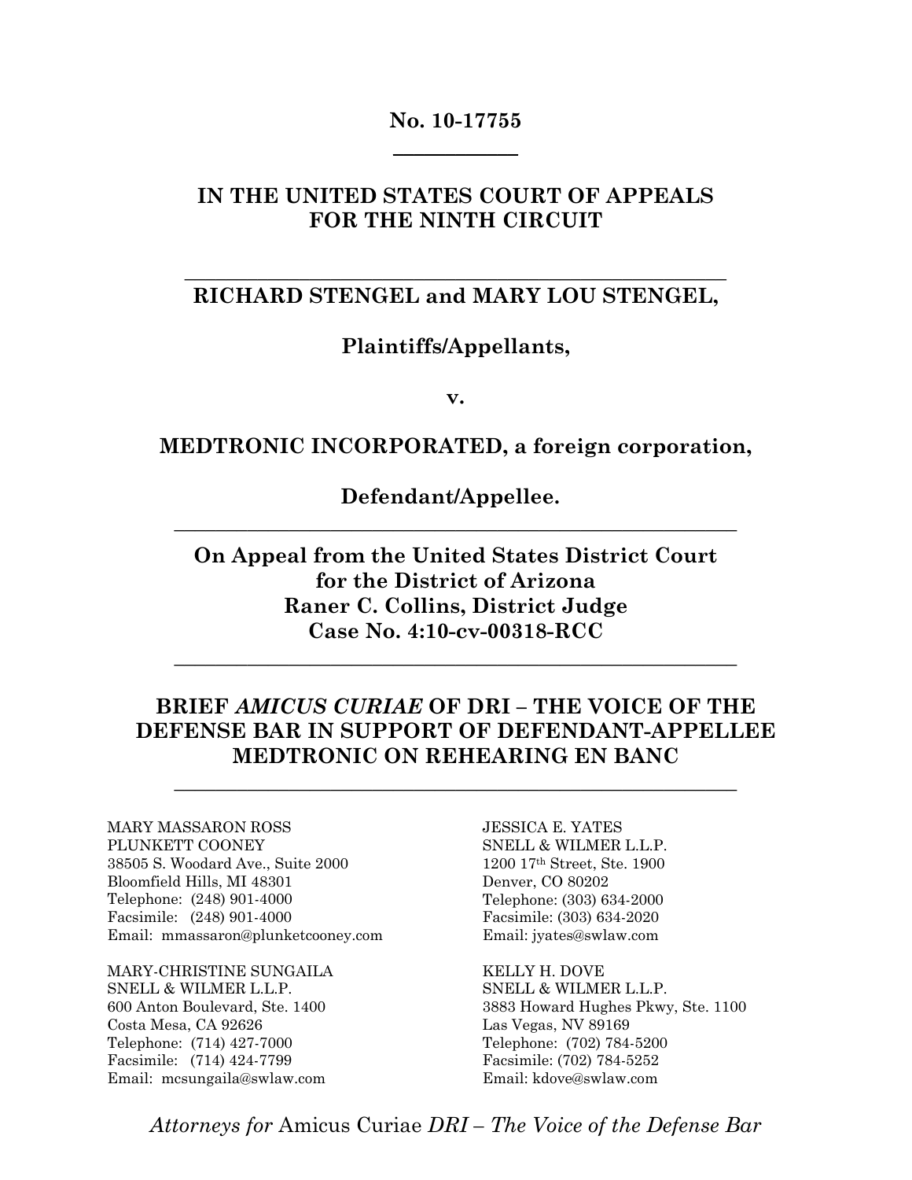**No. 10-17755**

---

**IN THE UNITED STATES COURT OF APPEALS FOR THE NINTH CIRCUIT**

---

**RICHARD STENGEL and MARY LOU STENGEL,**

**Plaintiffs/Appellants,**

**v.**

**MEDTRONIC INCORPORATED, a foreign corporation,**

**Defendant/Appellee.**

---

**On Appeal from the United States District Court for the District of Arizona**
**Raner C. Collins, District Judge**
**Case No. 4:10-cv-00318-RCC**

---

**BRIEF *AMICUS CURIAE* OF DRI – THE VOICE OF THE DEFENSE BAR IN SUPPORT OF DEFENDANT-APPELLEE MEDTRONIC ON REHEARING EN BANC**

---

MARY MASSARON ROSS
PLUNKETT COONEY
38505 S. Woodard Ave., Suite 2000
Bloomfield Hills, MI 48301
Telephone: (248) 901-4000
Facsimile: (248) 901-4000
Email: mmassaron@plunketcooney.com

MARY-CHRISTINE SUNGAILA
SNELL & WILMER L.L.P.
600 Anton Boulevard, Ste. 1400
Costa Mesa, CA 92626
Telephone: (714) 427-7000
Facsimile: (714) 424-7799
Email: mcsungaila@swlaw.com

JESSICA E. YATES
SNELL & WILMER L.L.P.
1200 17th Street, Ste. 1900
Denver, CO 80202
Telephone: (303) 634-2000
Facsimile: (303) 634-2020
Email: jyates@swlaw.com

KELLY H. DOVE
SNELL & WILMER L.L.P.
3883 Howard Hughes Pkwy, Ste. 1100
Las Vegas, NV 89169
Telephone: (702) 784-5200
Facsimile: (702) 784-5252
Email: kdove@swlaw.com

*Attorneys for* Amicus Curiae *DRI – The Voice of the Defense Bar*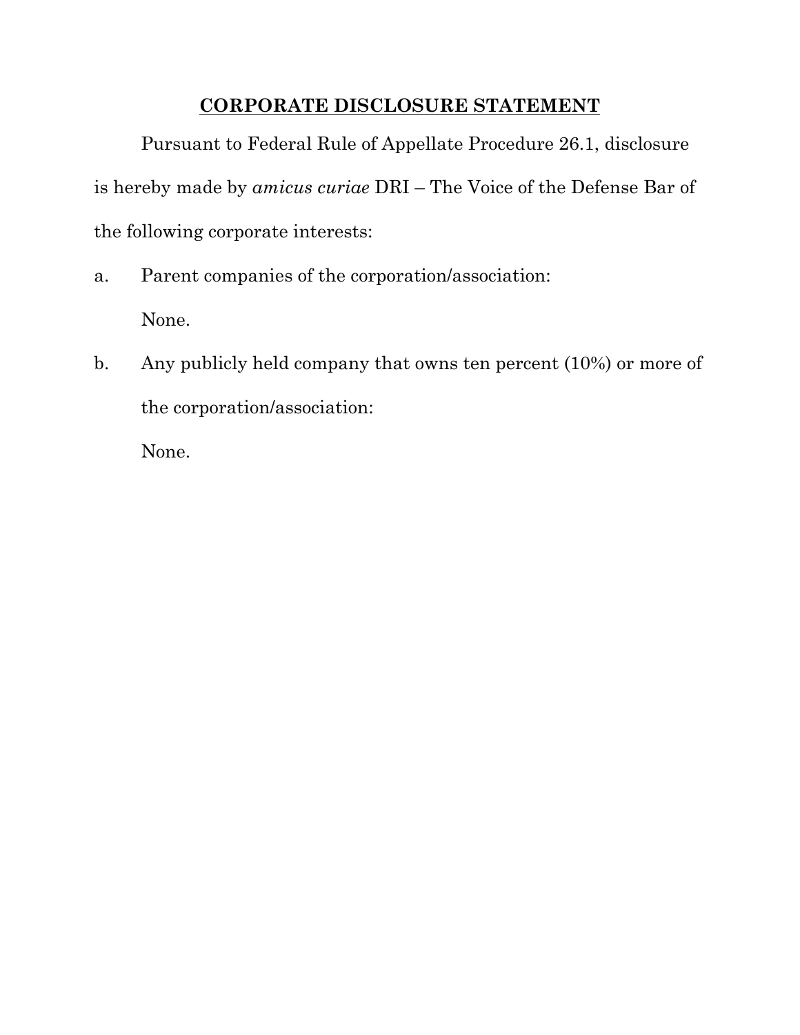## CORPORATE DISCLOSURE STATEMENT

Pursuant to Federal Rule of Appellate Procedure 26.1, disclosure is hereby made by *amicus curiae* DRI – The Voice of the Defense Bar of the following corporate interests:

a. Parent companies of the corporation/association:

   None.

b. Any publicly held company that owns ten percent (10%) or more of the corporation/association:

   None.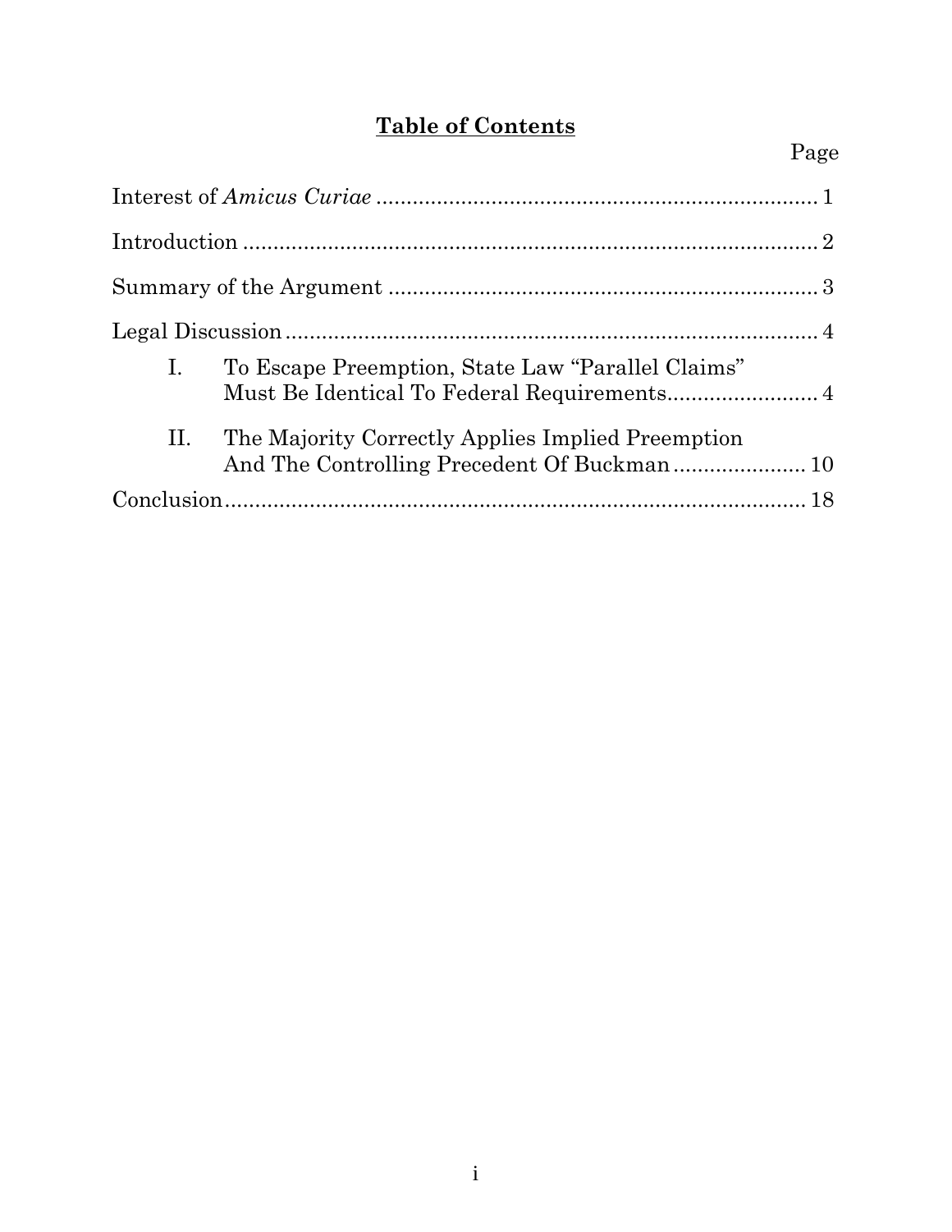# **Table of Contents**

| | Page |
|---|---|
| Interest of *Amicus Curiae* | 1 |
| Introduction | 2 |
| Summary of the Argument | 3 |
| Legal Discussion | 4 |
| I. To Escape Preemption, State Law "Parallel Claims" Must Be Identical To Federal Requirements | 4 |
| II. The Majority Correctly Applies Implied Preemption And The Controlling Precedent Of Buckman | 10 |
| Conclusion | 18 |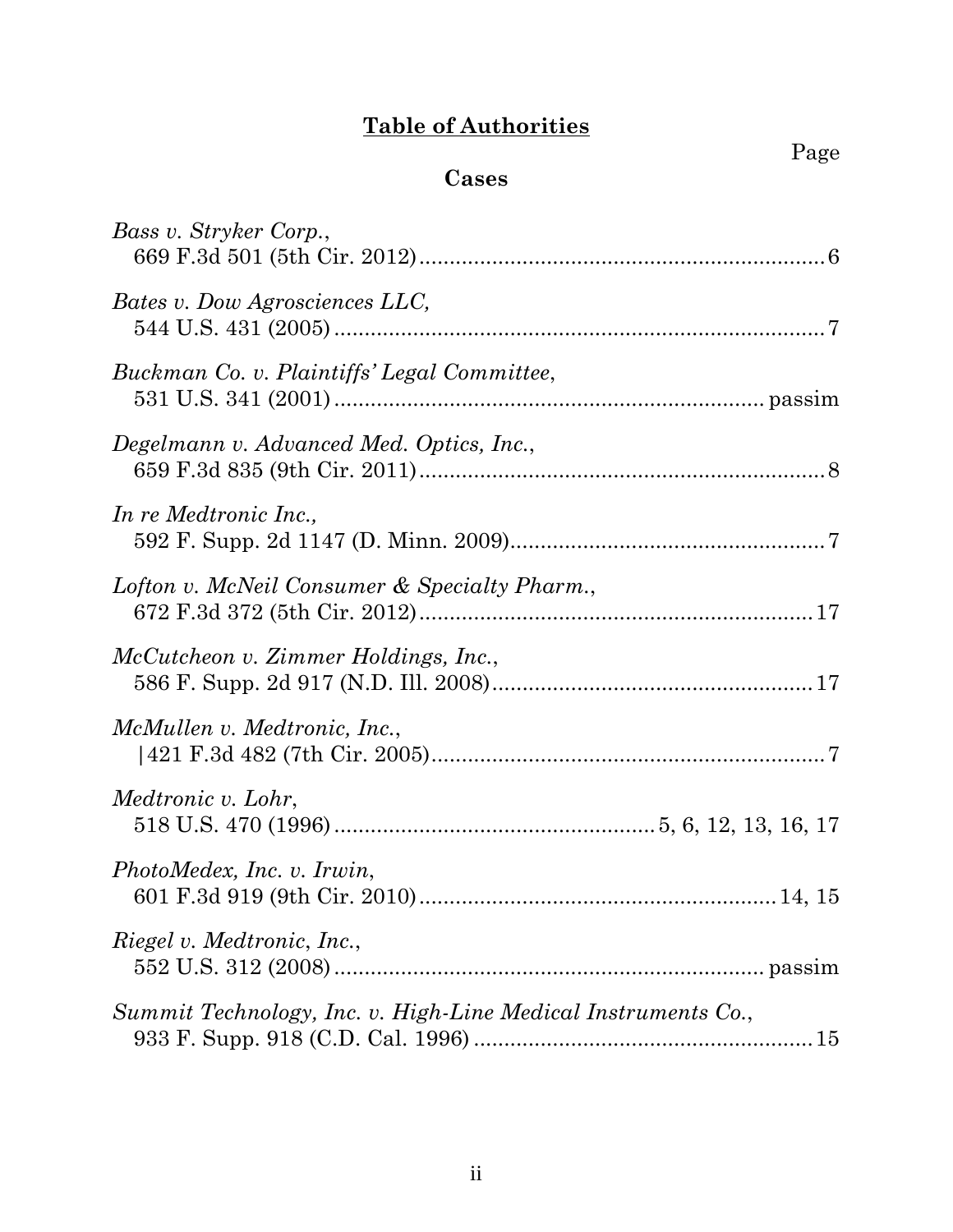# **Table of Authorities**

Page

## **Cases**

*Bass v. Stryker Corp.*,
669 F.3d 501 (5th Cir. 2012) .................................................................. 6

*Bates v. Dow Agrosciences LLC,*
544 U.S. 431 (2005) ................................................................................ 7

*Buckman Co. v. Plaintiffs' Legal Committee*,
531 U.S. 341 (2001) .................................................................... passim

*Degelmann v. Advanced Med. Optics, Inc.*,
659 F.3d 835 (9th Cir. 2011) .................................................................. 8

*In re Medtronic Inc.,*
592 F. Supp. 2d 1147 (D. Minn. 2009) .................................................... 7

*Lofton v. McNeil Consumer & Specialty Pharm.*,
672 F.3d 372 (5th Cir. 2012) ................................................................ 17

*McCutcheon v. Zimmer Holdings, Inc.*,
586 F. Supp. 2d 917 (N.D. Ill. 2008) ..................................................... 17

*McMullen v. Medtronic, Inc.*,
|421 F.3d 482 (7th Cir. 2005) ................................................................ 7

*Medtronic v. Lohr*,
518 U.S. 470 (1996) ................................................... 5, 6, 12, 13, 16, 17

*PhotoMedex, Inc. v. Irwin*,
601 F.3d 919 (9th Cir. 2010) ......................................................... 14, 15

*Riegel v. Medtronic, Inc.*,
552 U.S. 312 (2008) .................................................................... passim

*Summit Technology, Inc. v. High-Line Medical Instruments Co.*,
933 F. Supp. 918 (C.D. Cal. 1996) ....................................................... 15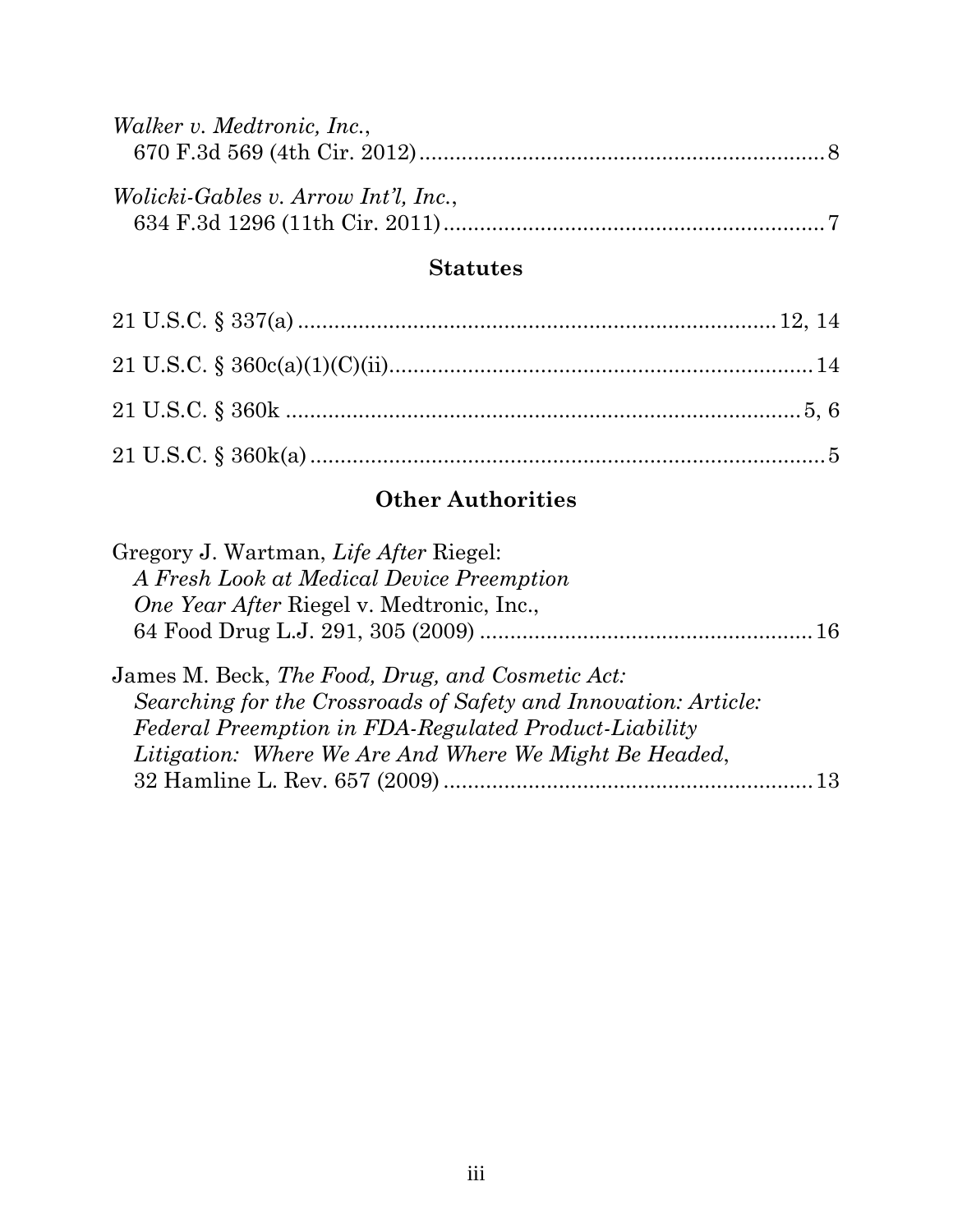*Walker v. Medtronic, Inc.*,
670 F.3d 569 (4th Cir. 2012) .................................................................. 8

*Wolicki-Gables v. Arrow Int'l, Inc.*,
634 F.3d 1296 (11th Cir. 2011) ................................................................ 7

## Statutes

21 U.S.C. § 337(a) ............................................................................. 12, 14

21 U.S.C. § 360c(a)(1)(C)(ii) ...................................................................... 14

21 U.S.C. § 360k ........................................................................................ 5, 6

21 U.S.C. § 360k(a) ..................................................................................... 5

## Other Authorities

Gregory J. Wartman, *Life After* Riegel:
*A Fresh Look at Medical Device Preemption*
*One Year After* Riegel v. Medtronic, Inc.,
64 Food Drug L.J. 291, 305 (2009) ....................................................... 16

James M. Beck, *The Food, Drug, and Cosmetic Act:*
*Searching for the Crossroads of Safety and Innovation: Article:*
*Federal Preemption in FDA-Regulated Product-Liability*
*Litigation: Where We Are And Where We Might Be Headed*,
32 Hamline L. Rev. 657 (2009) ............................................................. 13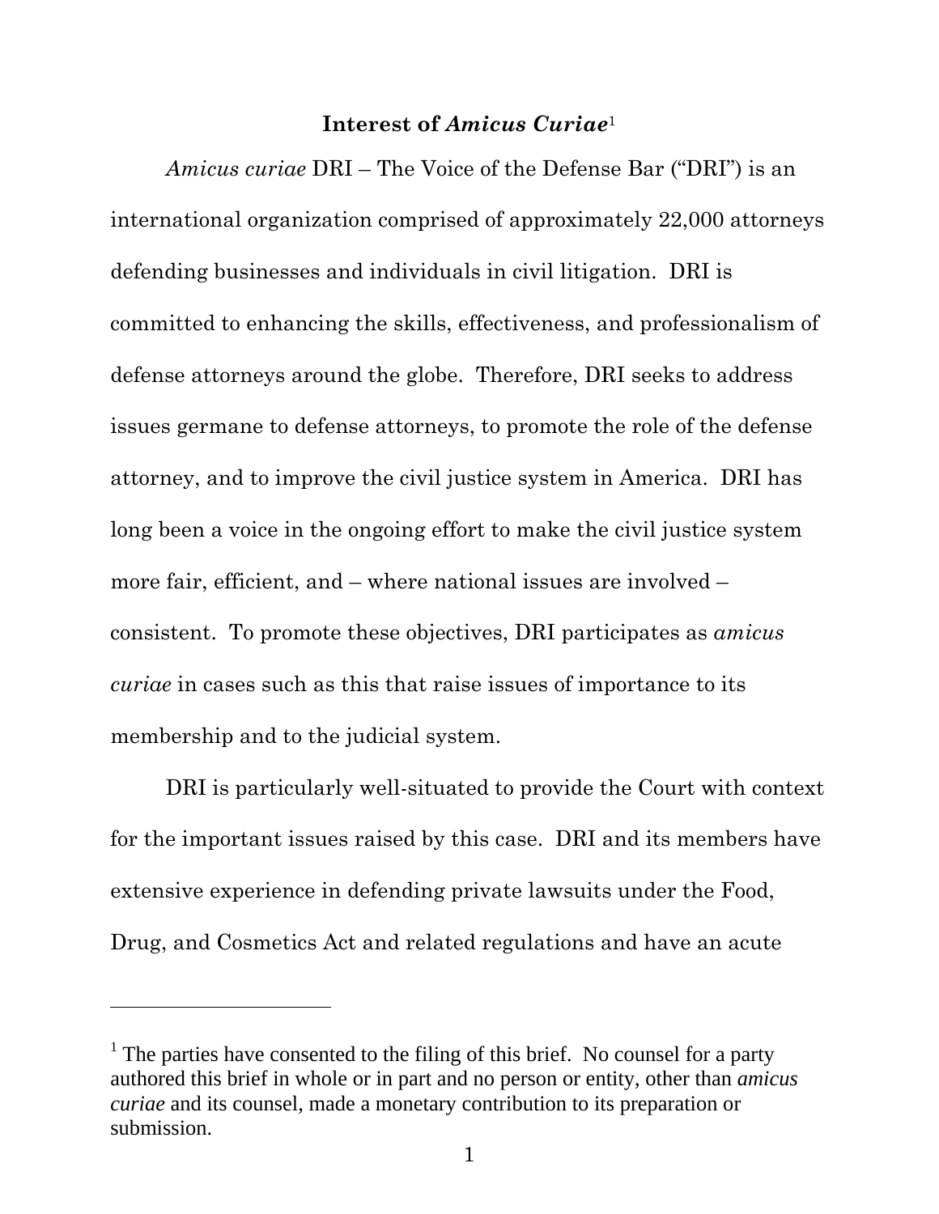## Interest of *Amicus Curiae*[1]

*Amicus curiae* DRI – The Voice of the Defense Bar ("DRI") is an international organization comprised of approximately 22,000 attorneys defending businesses and individuals in civil litigation. DRI is committed to enhancing the skills, effectiveness, and professionalism of defense attorneys around the globe. Therefore, DRI seeks to address issues germane to defense attorneys, to promote the role of the defense attorney, and to improve the civil justice system in America. DRI has long been a voice in the ongoing effort to make the civil justice system more fair, efficient, and – where national issues are involved – consistent. To promote these objectives, DRI participates as *amicus curiae* in cases such as this that raise issues of importance to its membership and to the judicial system.

DRI is particularly well-situated to provide the Court with context for the important issues raised by this case. DRI and its members have extensive experience in defending private lawsuits under the Food, Drug, and Cosmetics Act and related regulations and have an acute

---

[1] The parties have consented to the filing of this brief. No counsel for a party authored this brief in whole or in part and no person or entity, other than *amicus curiae* and its counsel, made a monetary contribution to its preparation or submission.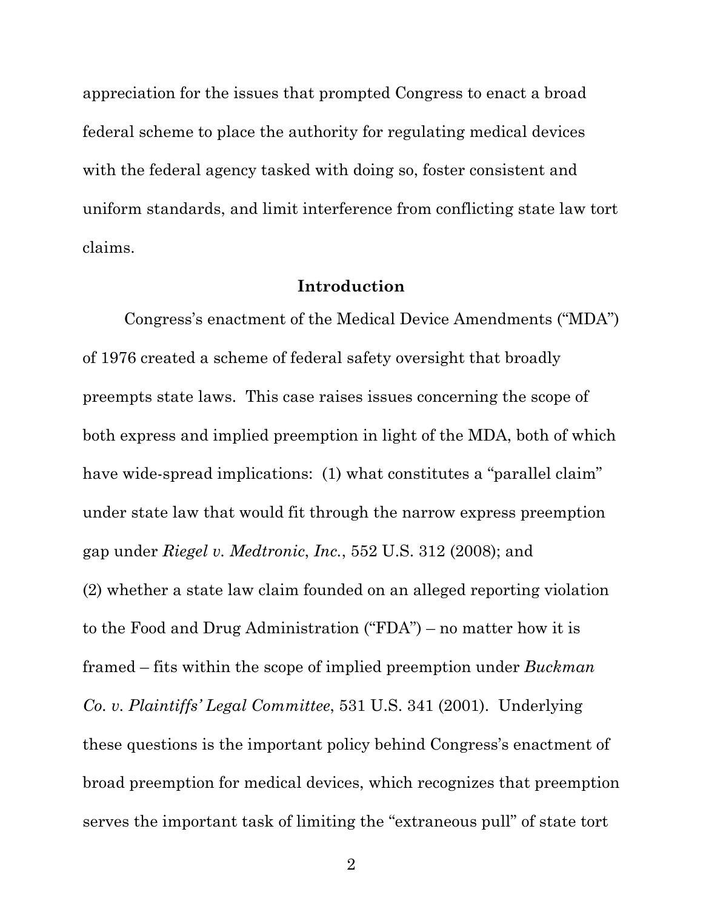appreciation for the issues that prompted Congress to enact a broad federal scheme to place the authority for regulating medical devices with the federal agency tasked with doing so, foster consistent and uniform standards, and limit interference from conflicting state law tort claims.

## Introduction

Congress's enactment of the Medical Device Amendments ("MDA") of 1976 created a scheme of federal safety oversight that broadly preempts state laws. This case raises issues concerning the scope of both express and implied preemption in light of the MDA, both of which have wide-spread implications: (1) what constitutes a "parallel claim" under state law that would fit through the narrow express preemption gap under *Riegel v. Medtronic*, *Inc.*, 552 U.S. 312 (2008); and (2) whether a state law claim founded on an alleged reporting violation to the Food and Drug Administration ("FDA") – no matter how it is framed – fits within the scope of implied preemption under *Buckman Co. v. Plaintiffs' Legal Committee*, 531 U.S. 341 (2001). Underlying these questions is the important policy behind Congress's enactment of broad preemption for medical devices, which recognizes that preemption serves the important task of limiting the "extraneous pull" of state tort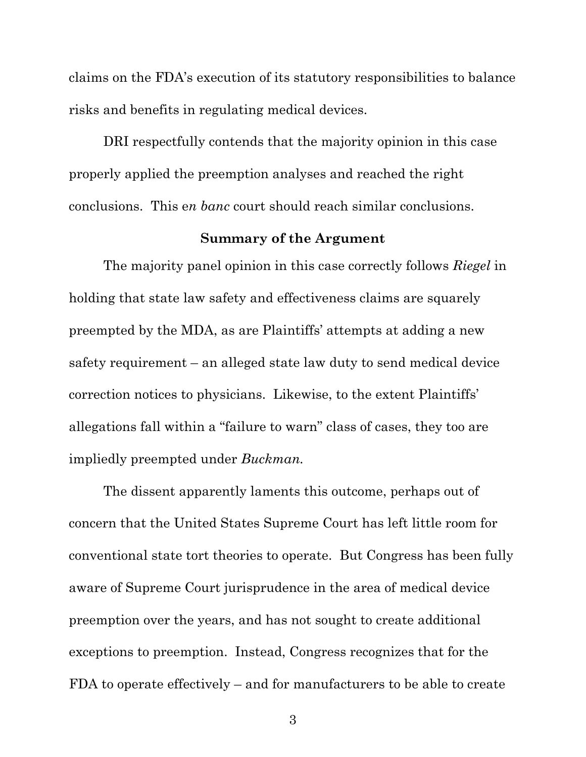claims on the FDA's execution of its statutory responsibilities to balance risks and benefits in regulating medical devices.

DRI respectfully contends that the majority opinion in this case properly applied the preemption analyses and reached the right conclusions. This e*n banc* court should reach similar conclusions.

**Summary of the Argument**

The majority panel opinion in this case correctly follows *Riegel* in holding that state law safety and effectiveness claims are squarely preempted by the MDA, as are Plaintiffs' attempts at adding a new safety requirement – an alleged state law duty to send medical device correction notices to physicians. Likewise, to the extent Plaintiffs' allegations fall within a "failure to warn" class of cases, they too are impliedly preempted under *Buckman.*

The dissent apparently laments this outcome, perhaps out of concern that the United States Supreme Court has left little room for conventional state tort theories to operate. But Congress has been fully aware of Supreme Court jurisprudence in the area of medical device preemption over the years, and has not sought to create additional exceptions to preemption. Instead, Congress recognizes that for the FDA to operate effectively – and for manufacturers to be able to create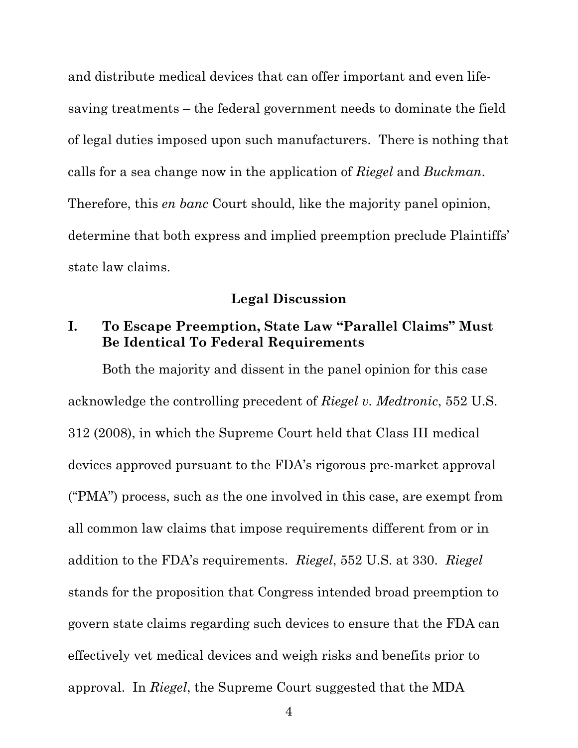and distribute medical devices that can offer important and even life-saving treatments – the federal government needs to dominate the field of legal duties imposed upon such manufacturers. There is nothing that calls for a sea change now in the application of *Riegel* and *Buckman*. Therefore, this *en banc* Court should, like the majority panel opinion, determine that both express and implied preemption preclude Plaintiffs' state law claims.

## Legal Discussion

### I. To Escape Preemption, State Law "Parallel Claims" Must Be Identical To Federal Requirements

Both the majority and dissent in the panel opinion for this case acknowledge the controlling precedent of *Riegel v. Medtronic*, 552 U.S. 312 (2008), in which the Supreme Court held that Class III medical devices approved pursuant to the FDA's rigorous pre-market approval ("PMA") process, such as the one involved in this case, are exempt from all common law claims that impose requirements different from or in addition to the FDA's requirements. *Riegel*, 552 U.S. at 330. *Riegel* stands for the proposition that Congress intended broad preemption to govern state claims regarding such devices to ensure that the FDA can effectively vet medical devices and weigh risks and benefits prior to approval. In *Riegel*, the Supreme Court suggested that the MDA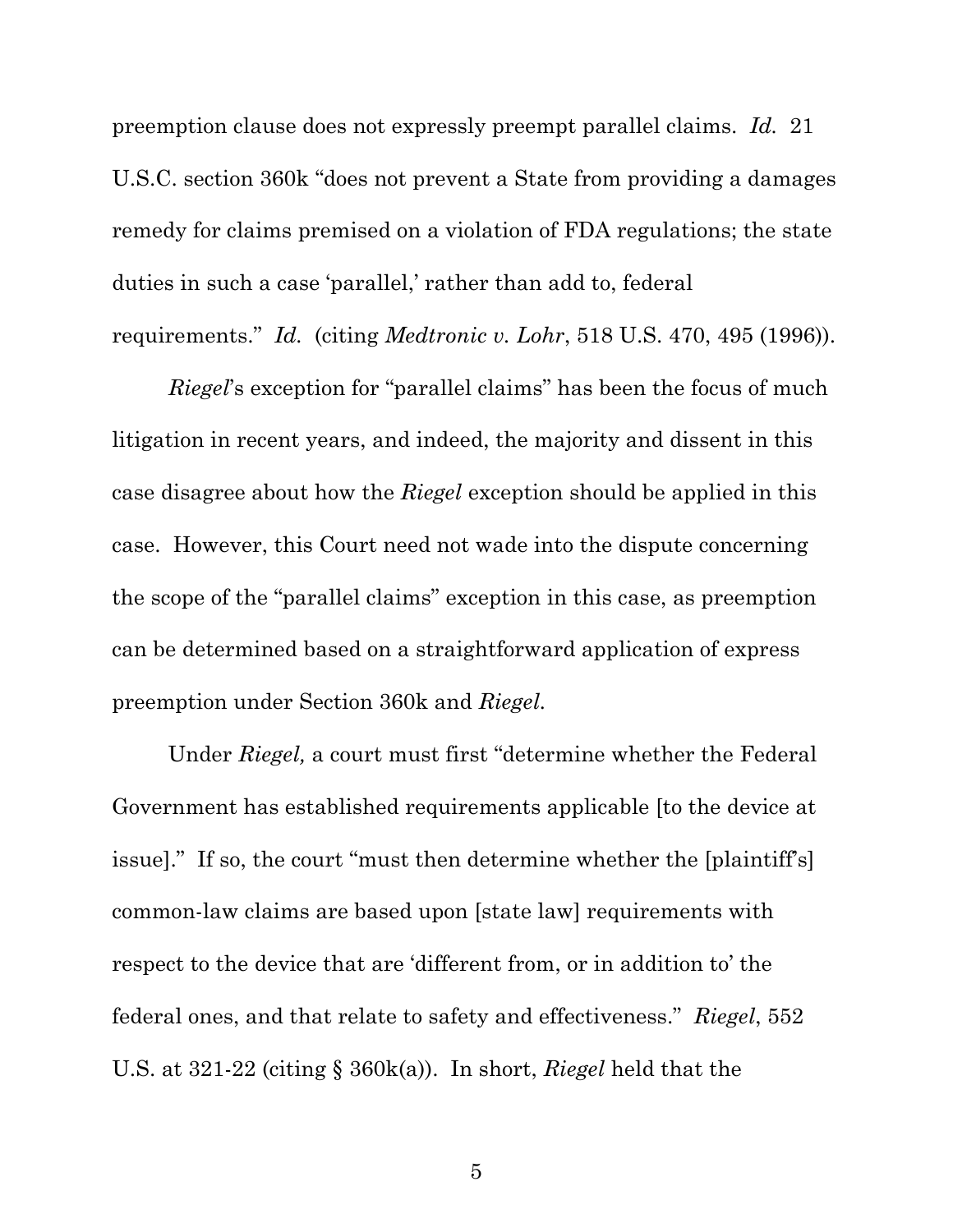preemption clause does not expressly preempt parallel claims. *Id.* 21 U.S.C. section 360k "does not prevent a State from providing a damages remedy for claims premised on a violation of FDA regulations; the state duties in such a case 'parallel,' rather than add to, federal requirements." *Id.* (citing *Medtronic v. Lohr*, 518 U.S. 470, 495 (1996)).

*Riegel*'s exception for "parallel claims" has been the focus of much litigation in recent years, and indeed, the majority and dissent in this case disagree about how the *Riegel* exception should be applied in this case. However, this Court need not wade into the dispute concerning the scope of the "parallel claims" exception in this case, as preemption can be determined based on a straightforward application of express preemption under Section 360k and *Riegel.*

Under *Riegel,* a court must first "determine whether the Federal Government has established requirements applicable [to the device at issue]." If so, the court "must then determine whether the [plaintiff's] common-law claims are based upon [state law] requirements with respect to the device that are 'different from, or in addition to' the federal ones, and that relate to safety and effectiveness." *Riegel*, 552 U.S. at 321-22 (citing § 360k(a)). In short, *Riegel* held that the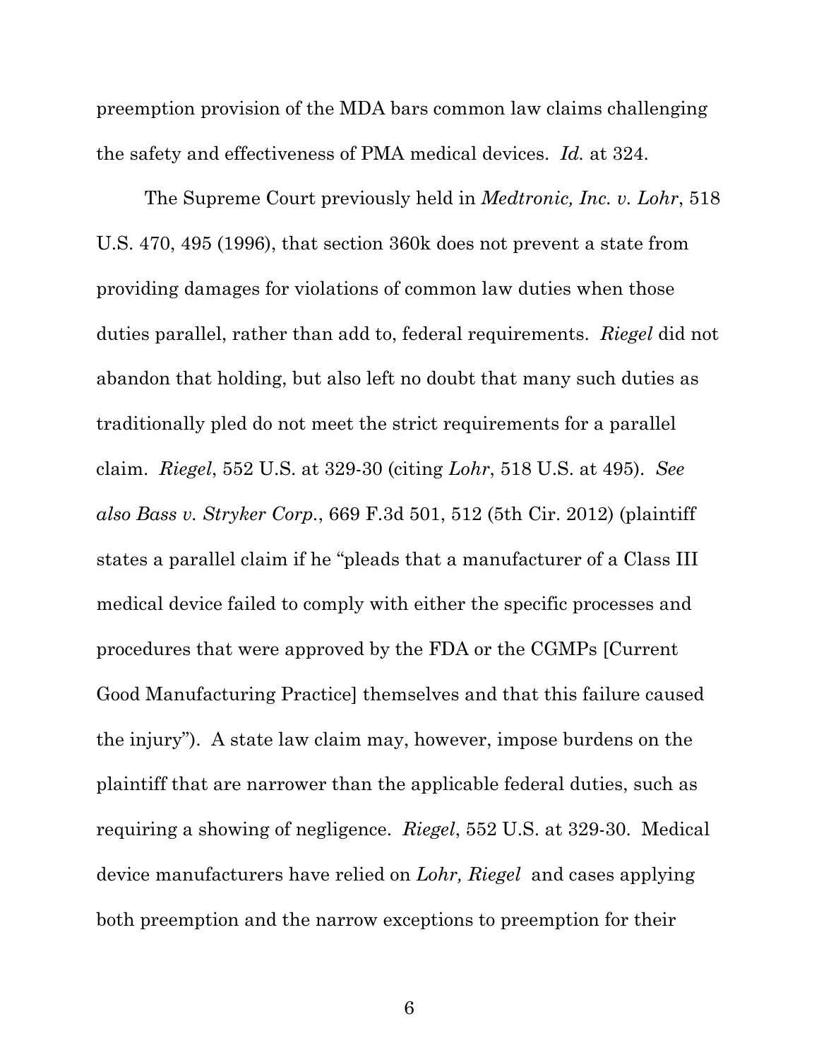preemption provision of the MDA bars common law claims challenging the safety and effectiveness of PMA medical devices. *Id.* at 324.

The Supreme Court previously held in *Medtronic, Inc. v. Lohr*, 518 U.S. 470, 495 (1996), that section 360k does not prevent a state from providing damages for violations of common law duties when those duties parallel, rather than add to, federal requirements. *Riegel* did not abandon that holding, but also left no doubt that many such duties as traditionally pled do not meet the strict requirements for a parallel claim. *Riegel*, 552 U.S. at 329-30 (citing *Lohr*, 518 U.S. at 495). *See also Bass v. Stryker Corp.*, 669 F.3d 501, 512 (5th Cir. 2012) (plaintiff states a parallel claim if he "pleads that a manufacturer of a Class III medical device failed to comply with either the specific processes and procedures that were approved by the FDA or the CGMPs [Current Good Manufacturing Practice] themselves and that this failure caused the injury"). A state law claim may, however, impose burdens on the plaintiff that are narrower than the applicable federal duties, such as requiring a showing of negligence. *Riegel*, 552 U.S. at 329-30. Medical device manufacturers have relied on *Lohr, Riegel* and cases applying both preemption and the narrow exceptions to preemption for their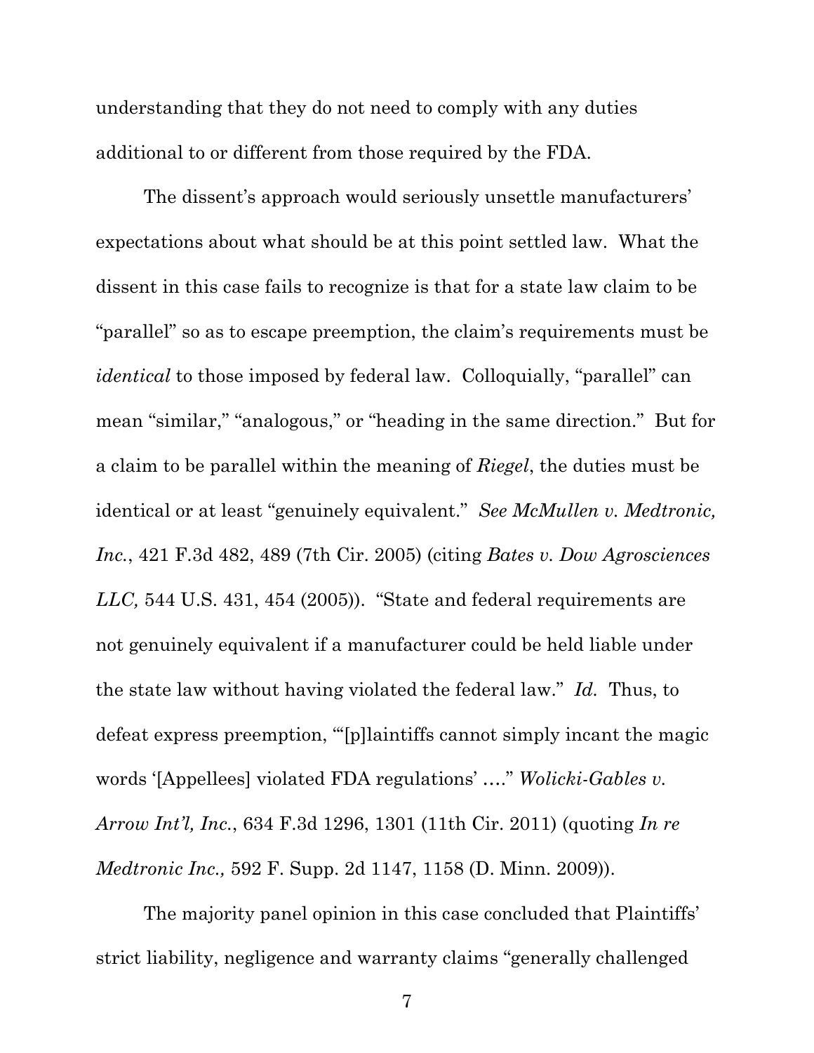understanding that they do not need to comply with any duties additional to or different from those required by the FDA.

The dissent's approach would seriously unsettle manufacturers' expectations about what should be at this point settled law. What the dissent in this case fails to recognize is that for a state law claim to be "parallel" so as to escape preemption, the claim's requirements must be *identical* to those imposed by federal law. Colloquially, "parallel" can mean "similar," "analogous," or "heading in the same direction." But for a claim to be parallel within the meaning of *Riegel*, the duties must be identical or at least "genuinely equivalent." *See McMullen v. Medtronic, Inc.*, 421 F.3d 482, 489 (7th Cir. 2005) (citing *Bates v. Dow Agrosciences LLC,* 544 U.S. 431, 454 (2005)). "State and federal requirements are not genuinely equivalent if a manufacturer could be held liable under the state law without having violated the federal law." *Id.* Thus, to defeat express preemption, "'[p]laintiffs cannot simply incant the magic words '[Appellees] violated FDA regulations' …." *Wolicki-Gables v. Arrow Int'l, Inc.*, 634 F.3d 1296, 1301 (11th Cir. 2011) (quoting *In re Medtronic Inc.,* 592 F. Supp. 2d 1147, 1158 (D. Minn. 2009)).

The majority panel opinion in this case concluded that Plaintiffs' strict liability, negligence and warranty claims "generally challenged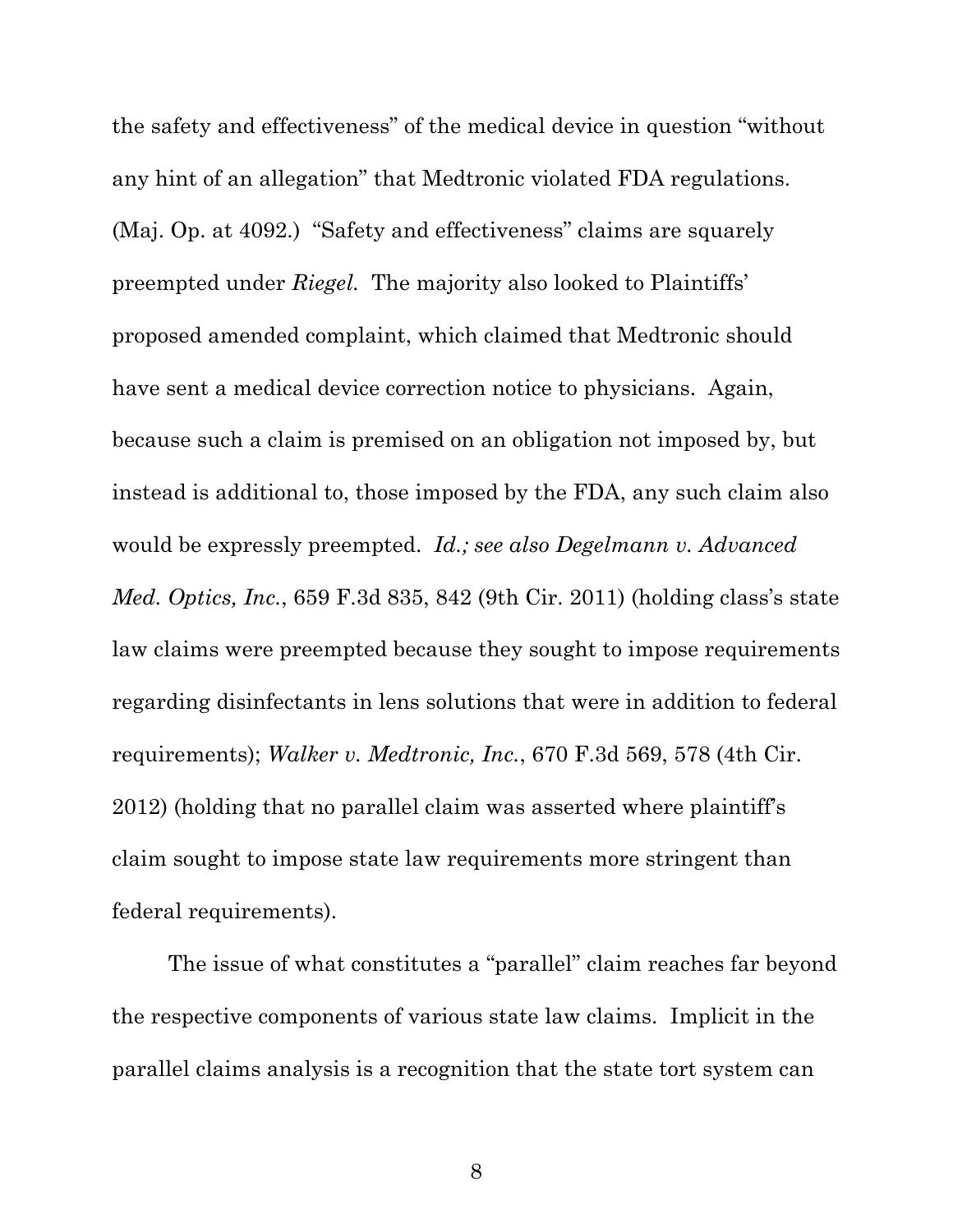the safety and effectiveness" of the medical device in question "without any hint of an allegation" that Medtronic violated FDA regulations. (Maj. Op. at 4092.) "Safety and effectiveness" claims are squarely preempted under *Riegel*. The majority also looked to Plaintiffs' proposed amended complaint, which claimed that Medtronic should have sent a medical device correction notice to physicians. Again, because such a claim is premised on an obligation not imposed by, but instead is additional to, those imposed by the FDA, any such claim also would be expressly preempted. *Id.; see also Degelmann v. Advanced Med. Optics, Inc.*, 659 F.3d 835, 842 (9th Cir. 2011) (holding class's state law claims were preempted because they sought to impose requirements regarding disinfectants in lens solutions that were in addition to federal requirements); *Walker v. Medtronic, Inc.*, 670 F.3d 569, 578 (4th Cir. 2012) (holding that no parallel claim was asserted where plaintiff's claim sought to impose state law requirements more stringent than federal requirements).

The issue of what constitutes a "parallel" claim reaches far beyond the respective components of various state law claims. Implicit in the parallel claims analysis is a recognition that the state tort system can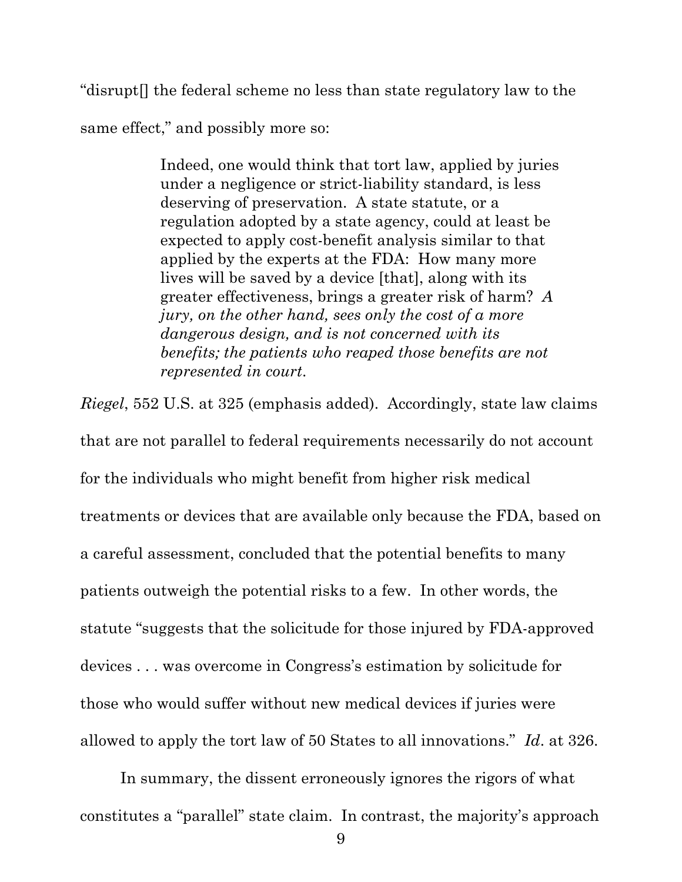"disrupt[] the federal scheme no less than state regulatory law to the same effect," and possibly more so:

> Indeed, one would think that tort law, applied by juries under a negligence or strict-liability standard, is less deserving of preservation. A state statute, or a regulation adopted by a state agency, could at least be expected to apply cost-benefit analysis similar to that applied by the experts at the FDA: How many more lives will be saved by a device [that], along with its greater effectiveness, brings a greater risk of harm? *A jury, on the other hand, sees only the cost of a more dangerous design, and is not concerned with its benefits; the patients who reaped those benefits are not represented in court.*

*Riegel*, 552 U.S. at 325 (emphasis added). Accordingly, state law claims that are not parallel to federal requirements necessarily do not account for the individuals who might benefit from higher risk medical treatments or devices that are available only because the FDA, based on a careful assessment, concluded that the potential benefits to many patients outweigh the potential risks to a few. In other words, the statute "suggests that the solicitude for those injured by FDA-approved devices . . . was overcome in Congress's estimation by solicitude for those who would suffer without new medical devices if juries were allowed to apply the tort law of 50 States to all innovations." *Id*. at 326.

In summary, the dissent erroneously ignores the rigors of what constitutes a "parallel" state claim. In contrast, the majority's approach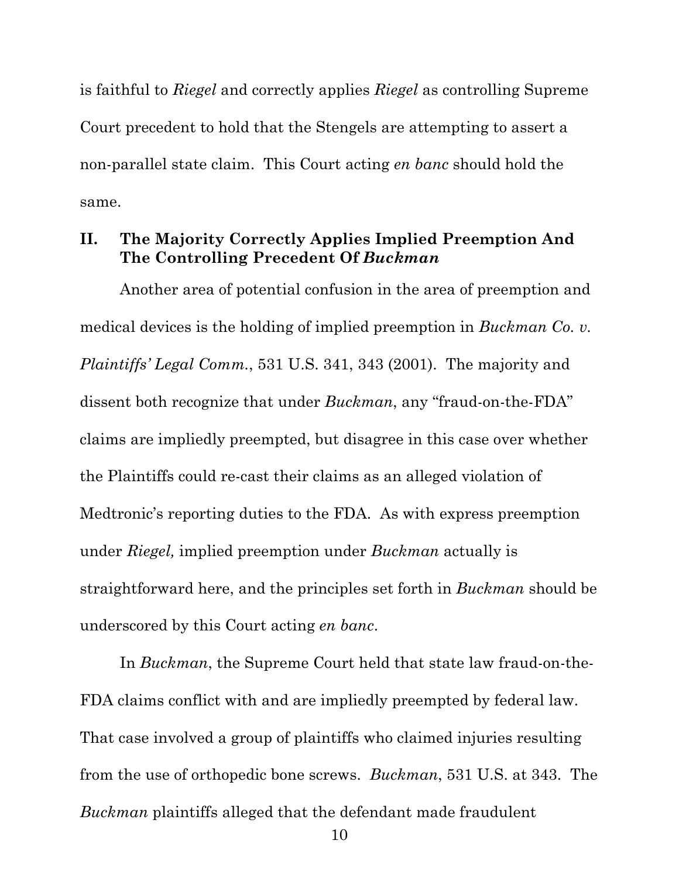is faithful to *Riegel* and correctly applies *Riegel* as controlling Supreme Court precedent to hold that the Stengels are attempting to assert a non-parallel state claim. This Court acting *en banc* should hold the same.

## II. The Majority Correctly Applies Implied Preemption And The Controlling Precedent Of *Buckman*

Another area of potential confusion in the area of preemption and medical devices is the holding of implied preemption in *Buckman Co. v. Plaintiffs' Legal Comm.*, 531 U.S. 341, 343 (2001). The majority and dissent both recognize that under *Buckman*, any "fraud-on-the-FDA" claims are impliedly preempted, but disagree in this case over whether the Plaintiffs could re-cast their claims as an alleged violation of Medtronic's reporting duties to the FDA. As with express preemption under *Riegel,* implied preemption under *Buckman* actually is straightforward here, and the principles set forth in *Buckman* should be underscored by this Court acting *en banc*.

In *Buckman*, the Supreme Court held that state law fraud-on-the-FDA claims conflict with and are impliedly preempted by federal law. That case involved a group of plaintiffs who claimed injuries resulting from the use of orthopedic bone screws. *Buckman*, 531 U.S. at 343. The *Buckman* plaintiffs alleged that the defendant made fraudulent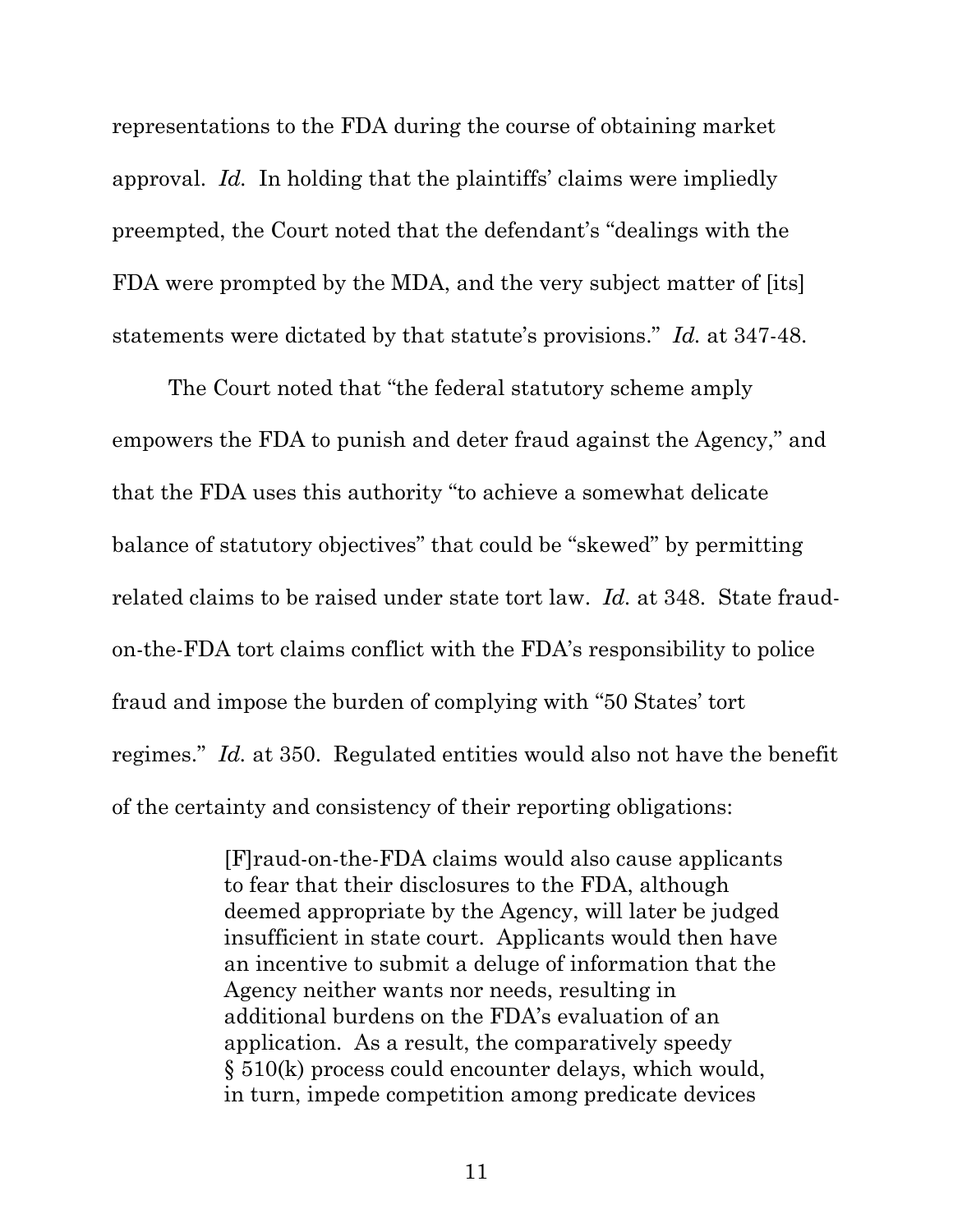representations to the FDA during the course of obtaining market approval. *Id.* In holding that the plaintiffs' claims were impliedly preempted, the Court noted that the defendant's "dealings with the FDA were prompted by the MDA, and the very subject matter of [its] statements were dictated by that statute's provisions." *Id.* at 347-48.

The Court noted that "the federal statutory scheme amply empowers the FDA to punish and deter fraud against the Agency," and that the FDA uses this authority "to achieve a somewhat delicate balance of statutory objectives" that could be "skewed" by permitting related claims to be raised under state tort law. *Id.* at 348. State fraud-on-the-FDA tort claims conflict with the FDA's responsibility to police fraud and impose the burden of complying with "50 States' tort regimes." *Id.* at 350. Regulated entities would also not have the benefit of the certainty and consistency of their reporting obligations:

> [F]raud-on-the-FDA claims would also cause applicants to fear that their disclosures to the FDA, although deemed appropriate by the Agency, will later be judged insufficient in state court. Applicants would then have an incentive to submit a deluge of information that the Agency neither wants nor needs, resulting in additional burdens on the FDA's evaluation of an application. As a result, the comparatively speedy § 510(k) process could encounter delays, which would, in turn, impede competition among predicate devices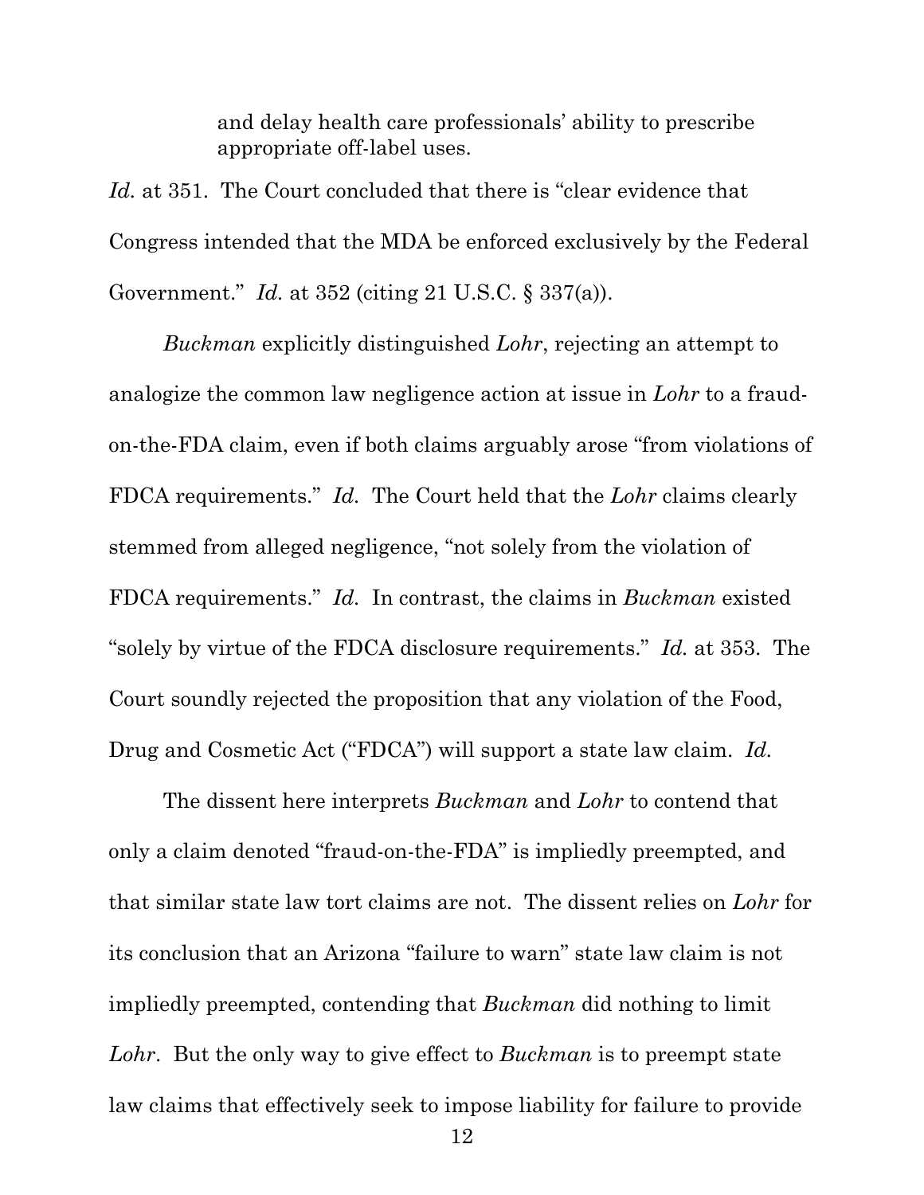> and delay health care professionals' ability to prescribe appropriate off-label uses.

*Id.* at 351. The Court concluded that there is "clear evidence that Congress intended that the MDA be enforced exclusively by the Federal Government." *Id.* at 352 (citing 21 U.S.C. § 337(a)).

*Buckman* explicitly distinguished *Lohr*, rejecting an attempt to analogize the common law negligence action at issue in *Lohr* to a fraud-on-the-FDA claim, even if both claims arguably arose "from violations of FDCA requirements." *Id.* The Court held that the *Lohr* claims clearly stemmed from alleged negligence, "not solely from the violation of FDCA requirements." *Id.* In contrast, the claims in *Buckman* existed "solely by virtue of the FDCA disclosure requirements." *Id.* at 353. The Court soundly rejected the proposition that any violation of the Food, Drug and Cosmetic Act ("FDCA") will support a state law claim. *Id.*

The dissent here interprets *Buckman* and *Lohr* to contend that only a claim denoted "fraud-on-the-FDA" is impliedly preempted, and that similar state law tort claims are not. The dissent relies on *Lohr* for its conclusion that an Arizona "failure to warn" state law claim is not impliedly preempted, contending that *Buckman* did nothing to limit *Lohr*. But the only way to give effect to *Buckman* is to preempt state law claims that effectively seek to impose liability for failure to provide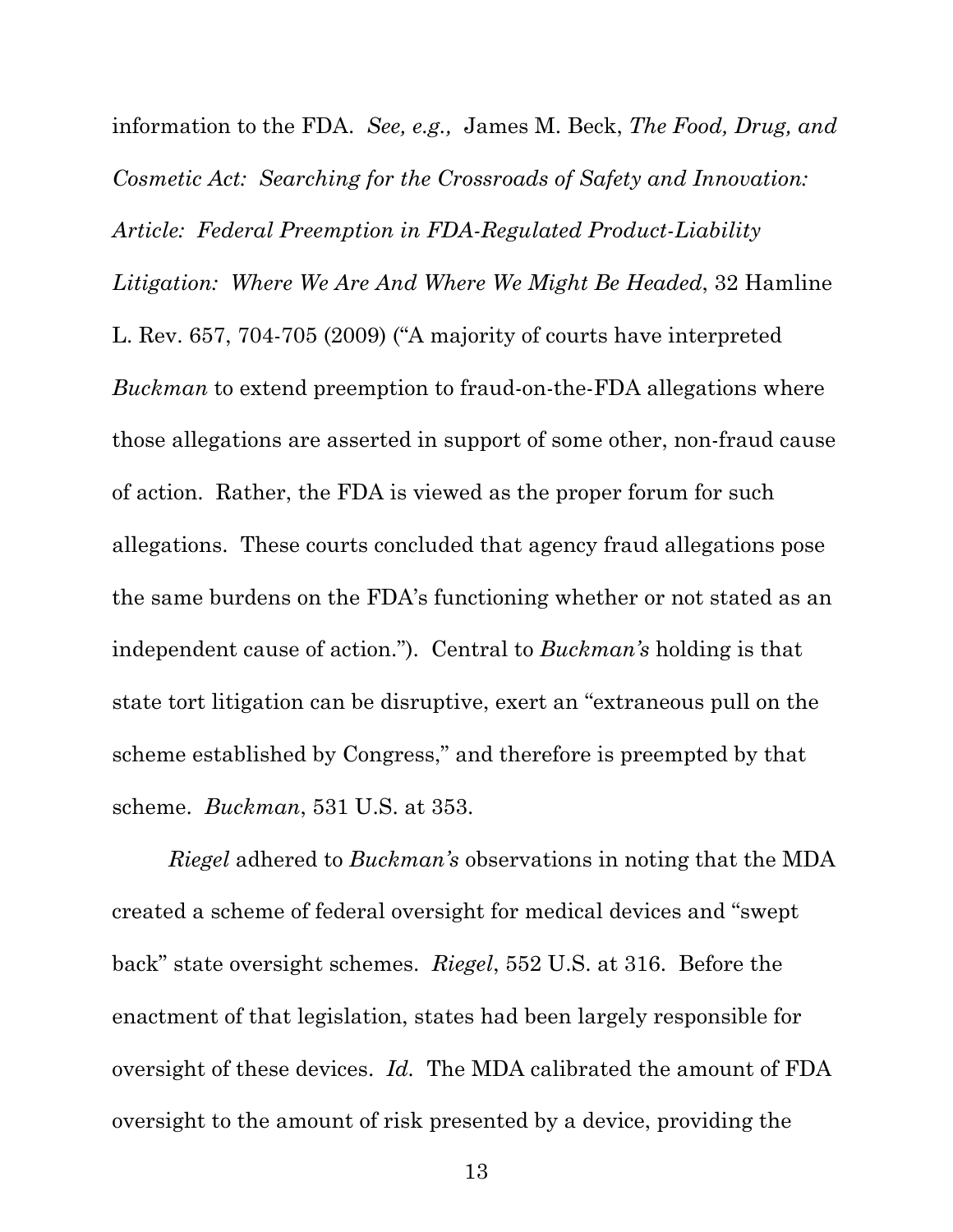information to the FDA. *See, e.g.,* James M. Beck, *The Food, Drug, and Cosmetic Act: Searching for the Crossroads of Safety and Innovation: Article: Federal Preemption in FDA-Regulated Product-Liability Litigation: Where We Are And Where We Might Be Headed*, 32 Hamline L. Rev. 657, 704-705 (2009) ("A majority of courts have interpreted *Buckman* to extend preemption to fraud-on-the-FDA allegations where those allegations are asserted in support of some other, non-fraud cause of action. Rather, the FDA is viewed as the proper forum for such allegations. These courts concluded that agency fraud allegations pose the same burdens on the FDA's functioning whether or not stated as an independent cause of action."). Central to *Buckman's* holding is that state tort litigation can be disruptive, exert an "extraneous pull on the scheme established by Congress," and therefore is preempted by that scheme. *Buckman*, 531 U.S. at 353.

*Riegel* adhered to *Buckman's* observations in noting that the MDA created a scheme of federal oversight for medical devices and "swept back" state oversight schemes. *Riegel*, 552 U.S. at 316. Before the enactment of that legislation, states had been largely responsible for oversight of these devices. *Id.* The MDA calibrated the amount of FDA oversight to the amount of risk presented by a device, providing the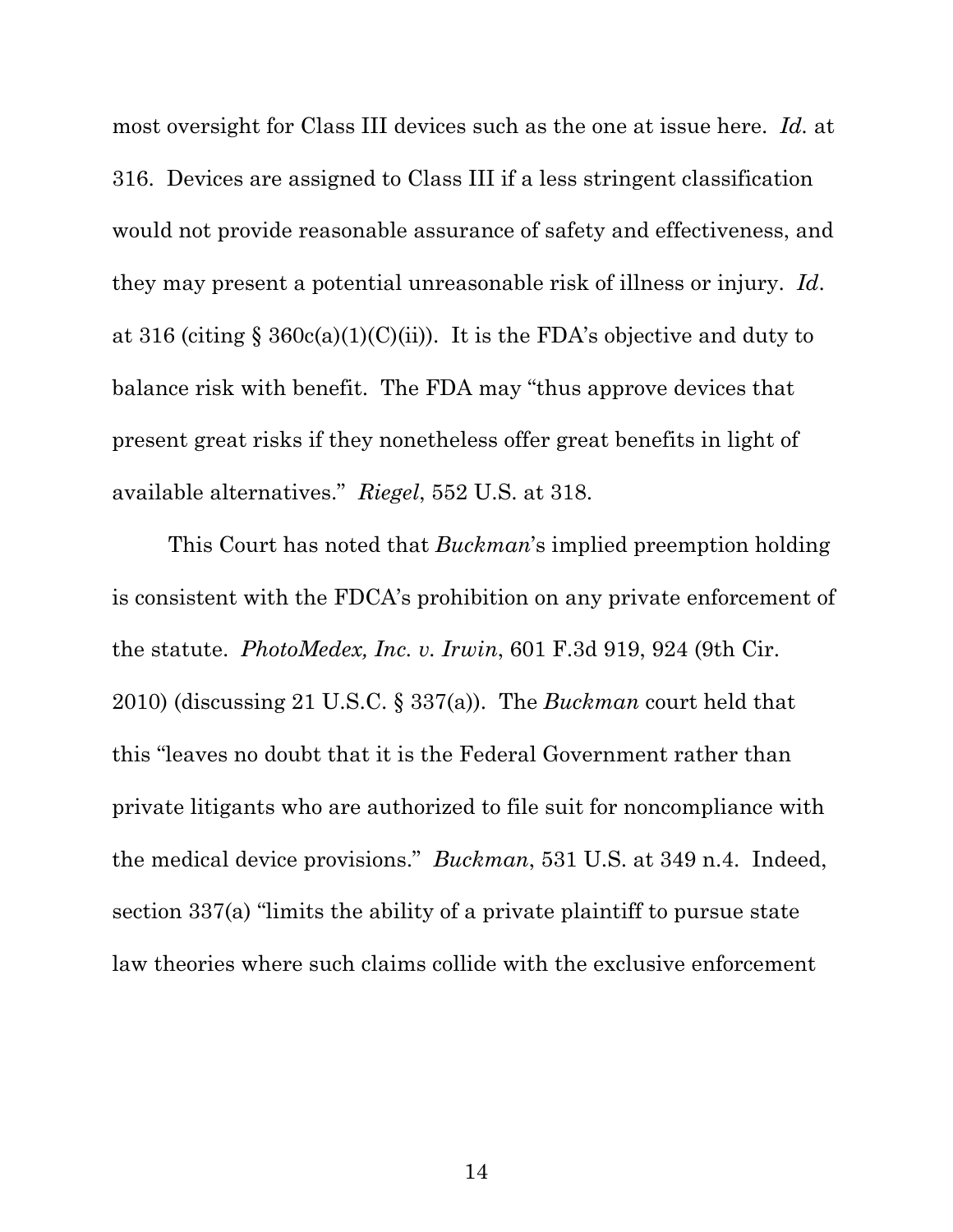most oversight for Class III devices such as the one at issue here. *Id.* at 316. Devices are assigned to Class III if a less stringent classification would not provide reasonable assurance of safety and effectiveness, and they may present a potential unreasonable risk of illness or injury. *Id*. at 316 (citing § 360c(a)(1)(C)(ii)). It is the FDA's objective and duty to balance risk with benefit. The FDA may "thus approve devices that present great risks if they nonetheless offer great benefits in light of available alternatives." *Riegel*, 552 U.S. at 318.

This Court has noted that *Buckman*'s implied preemption holding is consistent with the FDCA's prohibition on any private enforcement of the statute. *PhotoMedex, Inc. v. Irwin*, 601 F.3d 919, 924 (9th Cir. 2010) (discussing 21 U.S.C. § 337(a)). The *Buckman* court held that this "leaves no doubt that it is the Federal Government rather than private litigants who are authorized to file suit for noncompliance with the medical device provisions." *Buckman*, 531 U.S. at 349 n.4. Indeed, section 337(a) "limits the ability of a private plaintiff to pursue state law theories where such claims collide with the exclusive enforcement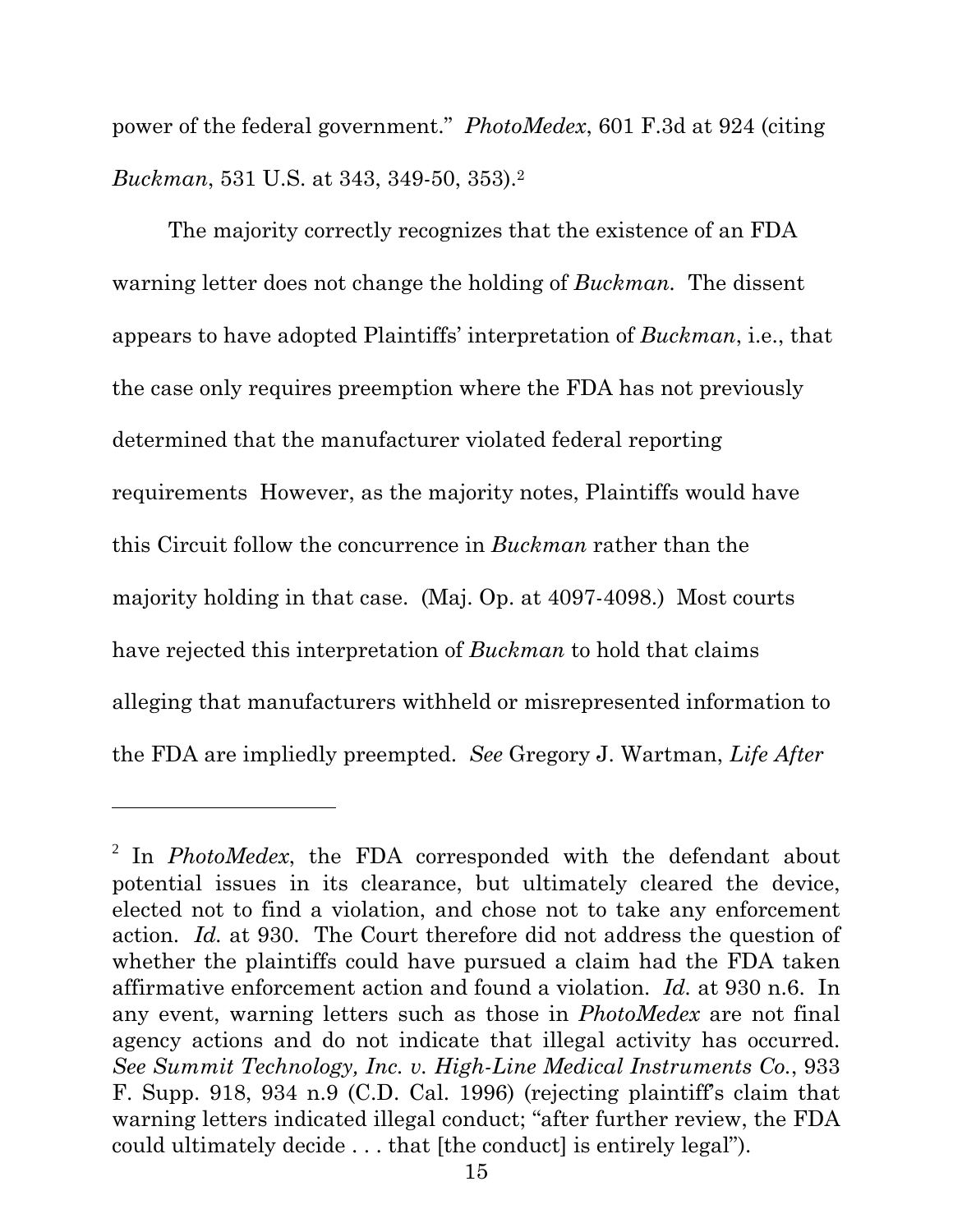power of the federal government." *PhotoMedex*, 601 F.3d at 924 (citing *Buckman*, 531 U.S. at 343, 349-50, 353).[2]

The majority correctly recognizes that the existence of an FDA warning letter does not change the holding of *Buckman.* The dissent appears to have adopted Plaintiffs' interpretation of *Buckman*, i.e., that the case only requires preemption where the FDA has not previously determined that the manufacturer violated federal reporting requirements However, as the majority notes, Plaintiffs would have this Circuit follow the concurrence in *Buckman* rather than the majority holding in that case. (Maj. Op. at 4097-4098.) Most courts have rejected this interpretation of *Buckman* to hold that claims alleging that manufacturers withheld or misrepresented information to the FDA are impliedly preempted. *See* Gregory J. Wartman, *Life After*

---

[2] In *PhotoMedex*, the FDA corresponded with the defendant about potential issues in its clearance, but ultimately cleared the device, elected not to find a violation, and chose not to take any enforcement action. *Id.* at 930. The Court therefore did not address the question of whether the plaintiffs could have pursued a claim had the FDA taken affirmative enforcement action and found a violation. *Id.* at 930 n.6. In any event, warning letters such as those in *PhotoMedex* are not final agency actions and do not indicate that illegal activity has occurred. *See Summit Technology, Inc. v. High-Line Medical Instruments Co.*, 933 F. Supp. 918, 934 n.9 (C.D. Cal. 1996) (rejecting plaintiff's claim that warning letters indicated illegal conduct; "after further review, the FDA could ultimately decide . . . that [the conduct] is entirely legal").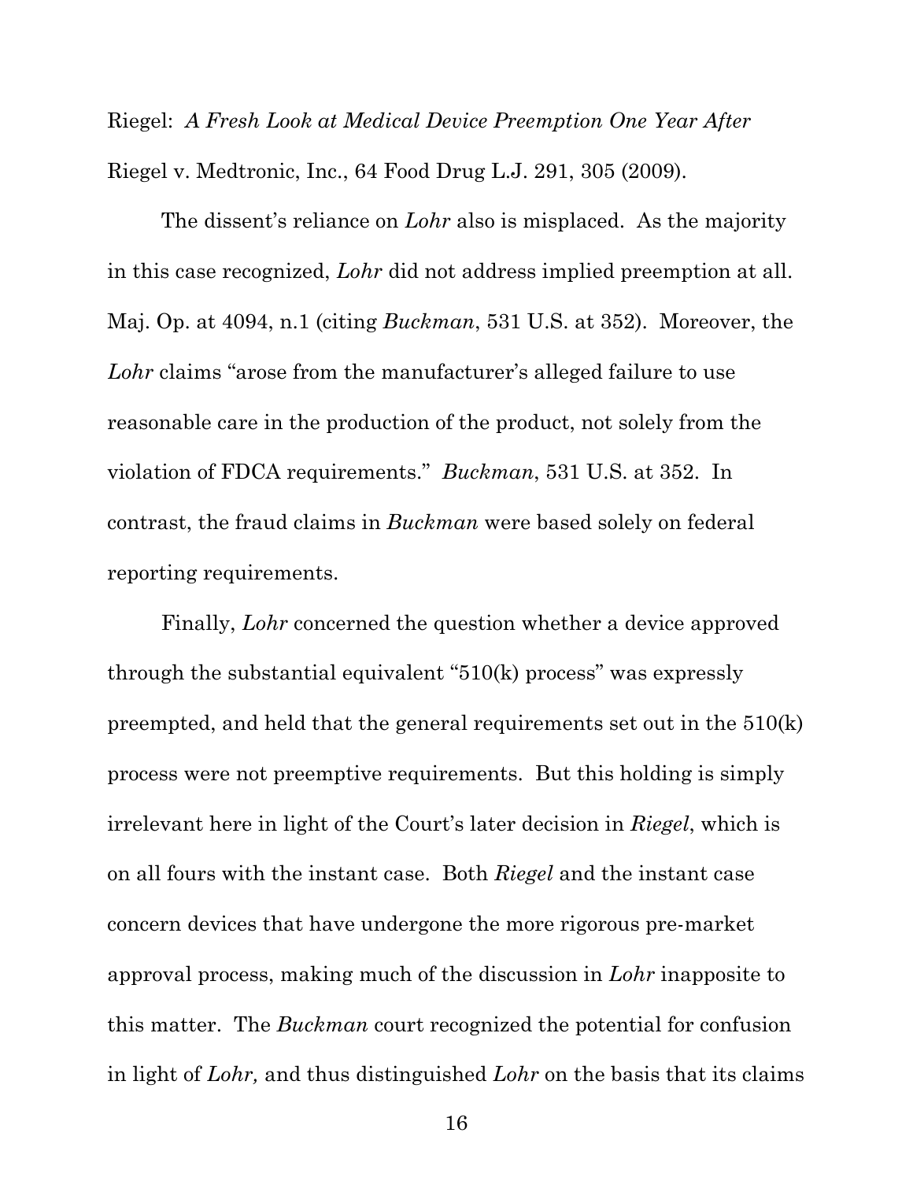Riegel: *A Fresh Look at Medical Device Preemption One Year After* Riegel v. Medtronic, Inc., 64 Food Drug L.J. 291, 305 (2009).

The dissent's reliance on *Lohr* also is misplaced. As the majority in this case recognized, *Lohr* did not address implied preemption at all. Maj. Op. at 4094, n.1 (citing *Buckman*, 531 U.S. at 352). Moreover, the *Lohr* claims "arose from the manufacturer's alleged failure to use reasonable care in the production of the product, not solely from the violation of FDCA requirements." *Buckman*, 531 U.S. at 352. In contrast, the fraud claims in *Buckman* were based solely on federal reporting requirements.

Finally, *Lohr* concerned the question whether a device approved through the substantial equivalent "510(k) process" was expressly preempted, and held that the general requirements set out in the 510(k) process were not preemptive requirements. But this holding is simply irrelevant here in light of the Court's later decision in *Riegel*, which is on all fours with the instant case. Both *Riegel* and the instant case concern devices that have undergone the more rigorous pre-market approval process, making much of the discussion in *Lohr* inapposite to this matter. The *Buckman* court recognized the potential for confusion in light of *Lohr,* and thus distinguished *Lohr* on the basis that its claims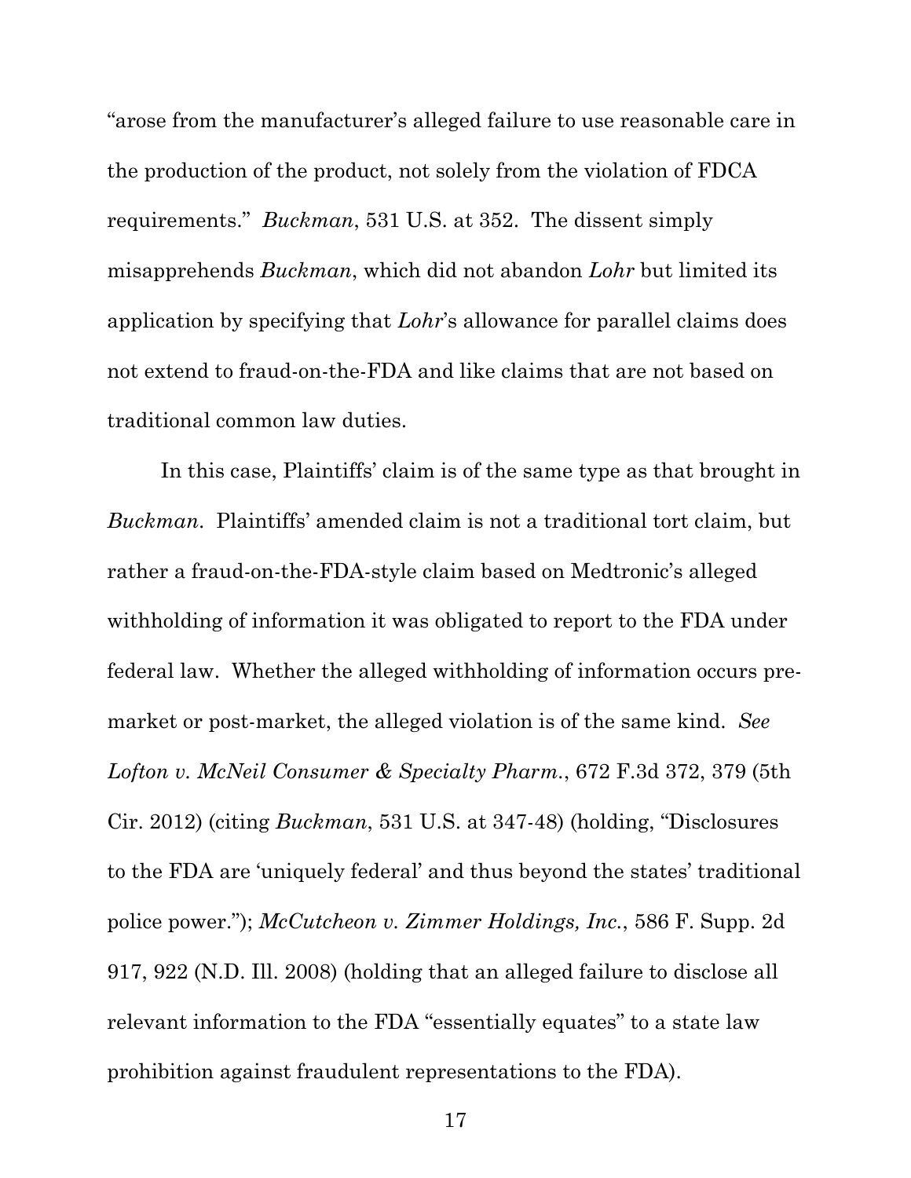"arose from the manufacturer's alleged failure to use reasonable care in the production of the product, not solely from the violation of FDCA requirements." *Buckman*, 531 U.S. at 352. The dissent simply misapprehends *Buckman*, which did not abandon *Lohr* but limited its application by specifying that *Lohr*'s allowance for parallel claims does not extend to fraud-on-the-FDA and like claims that are not based on traditional common law duties.

In this case, Plaintiffs' claim is of the same type as that brought in *Buckman*. Plaintiffs' amended claim is not a traditional tort claim, but rather a fraud-on-the-FDA-style claim based on Medtronic's alleged withholding of information it was obligated to report to the FDA under federal law. Whether the alleged withholding of information occurs pre-market or post-market, the alleged violation is of the same kind. *See Lofton v. McNeil Consumer & Specialty Pharm.*, 672 F.3d 372, 379 (5th Cir. 2012) (citing *Buckman*, 531 U.S. at 347-48) (holding, "Disclosures to the FDA are 'uniquely federal' and thus beyond the states' traditional police power."); *McCutcheon v. Zimmer Holdings, Inc.*, 586 F. Supp. 2d 917, 922 (N.D. Ill. 2008) (holding that an alleged failure to disclose all relevant information to the FDA "essentially equates" to a state law prohibition against fraudulent representations to the FDA).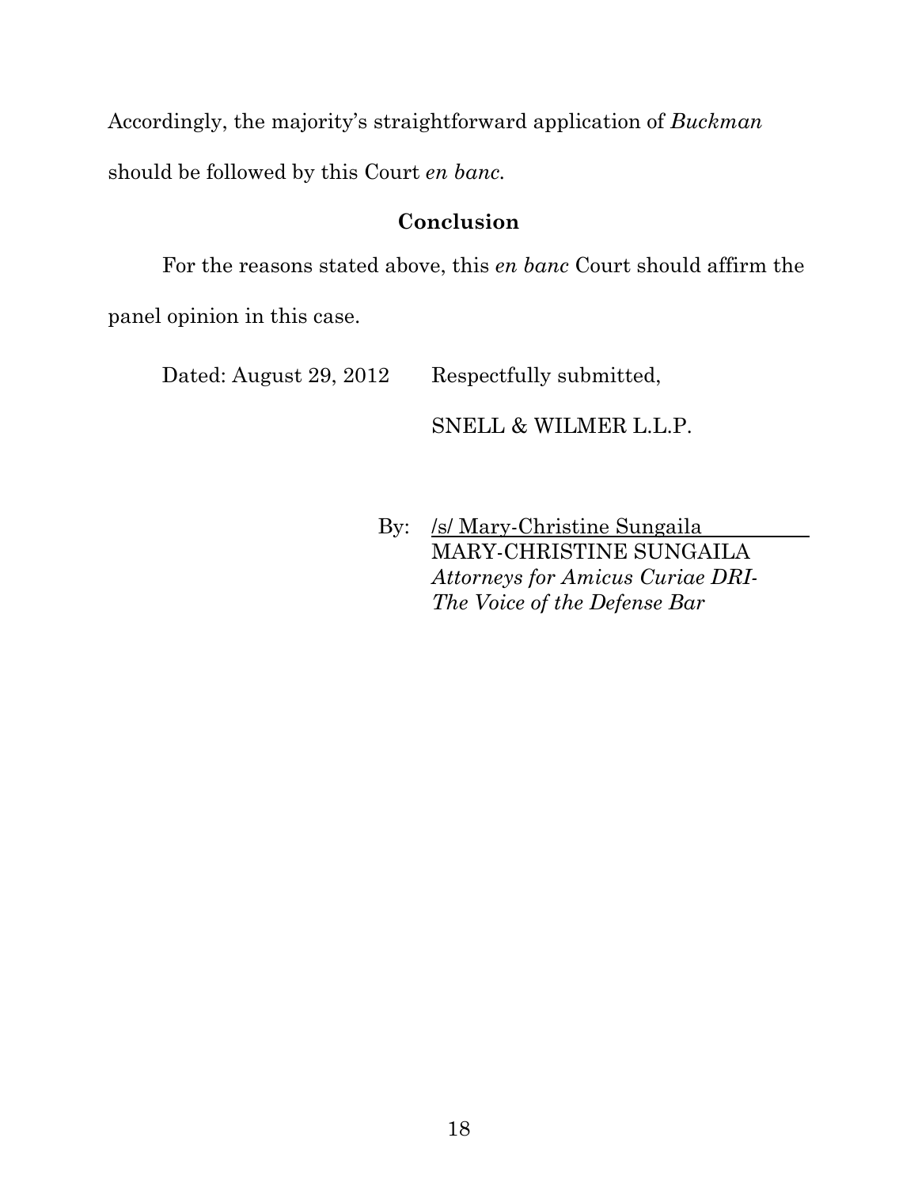Accordingly, the majority's straightforward application of *Buckman* should be followed by this Court *en banc.*

## Conclusion

For the reasons stated above, this *en banc* Court should affirm the panel opinion in this case.

Dated: August 29, 2012     Respectfully submitted,

SNELL & WILMER L.L.P.

By: /s/ Mary-Christine Sungaila
MARY-CHRISTINE SUNGAILA
*Attorneys for Amicus Curiae DRI-The Voice of the Defense Bar*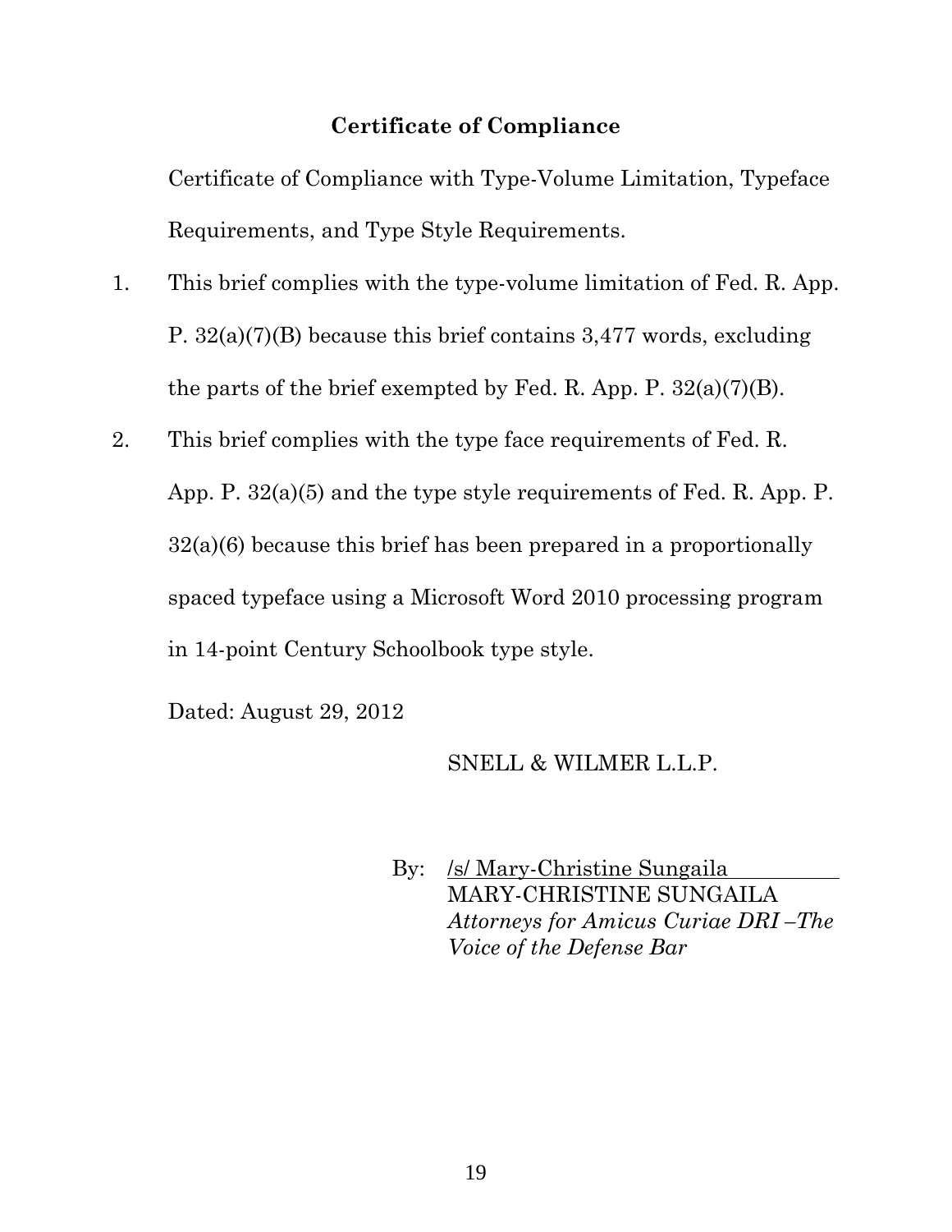## Certificate of Compliance

Certificate of Compliance with Type-Volume Limitation, Typeface Requirements, and Type Style Requirements.

1. This brief complies with the type-volume limitation of Fed. R. App. P. 32(a)(7)(B) because this brief contains 3,477 words, excluding the parts of the brief exempted by Fed. R. App. P. 32(a)(7)(B).

2. This brief complies with the type face requirements of Fed. R. App. P. 32(a)(5) and the type style requirements of Fed. R. App. P. 32(a)(6) because this brief has been prepared in a proportionally spaced typeface using a Microsoft Word 2010 processing program in 14-point Century Schoolbook type style.

Dated: August 29, 2012

SNELL & WILMER L.L.P.

By: /s/ Mary-Christine Sungaila
MARY-CHRISTINE SUNGAILA
*Attorneys for Amicus Curiae DRI –The Voice of the Defense Bar*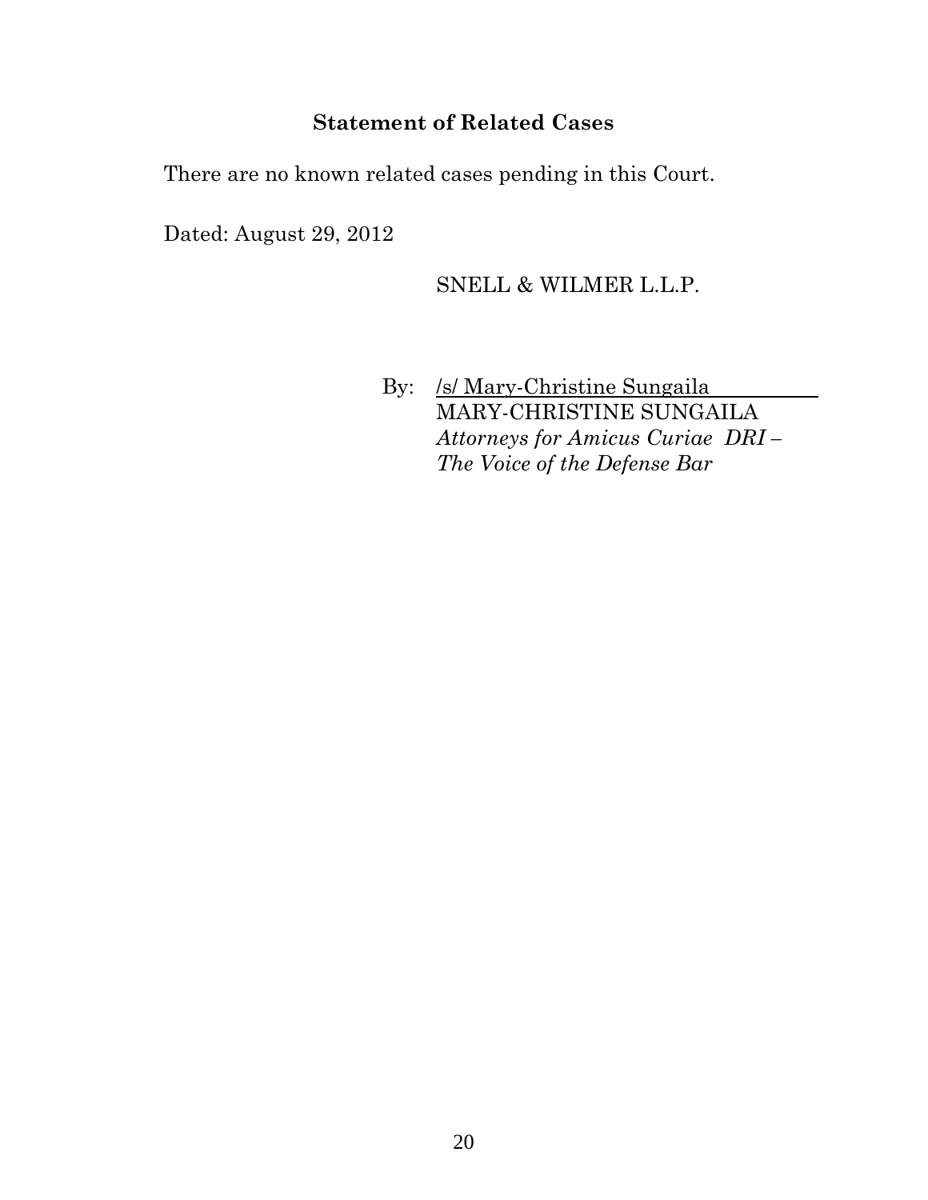## Statement of Related Cases

There are no known related cases pending in this Court.

Dated: August 29, 2012

SNELL & WILMER L.L.P.

By: /s/ Mary-Christine Sungaila
MARY-CHRISTINE SUNGAILA
*Attorneys for Amicus Curiae DRI – The Voice of the Defense Bar*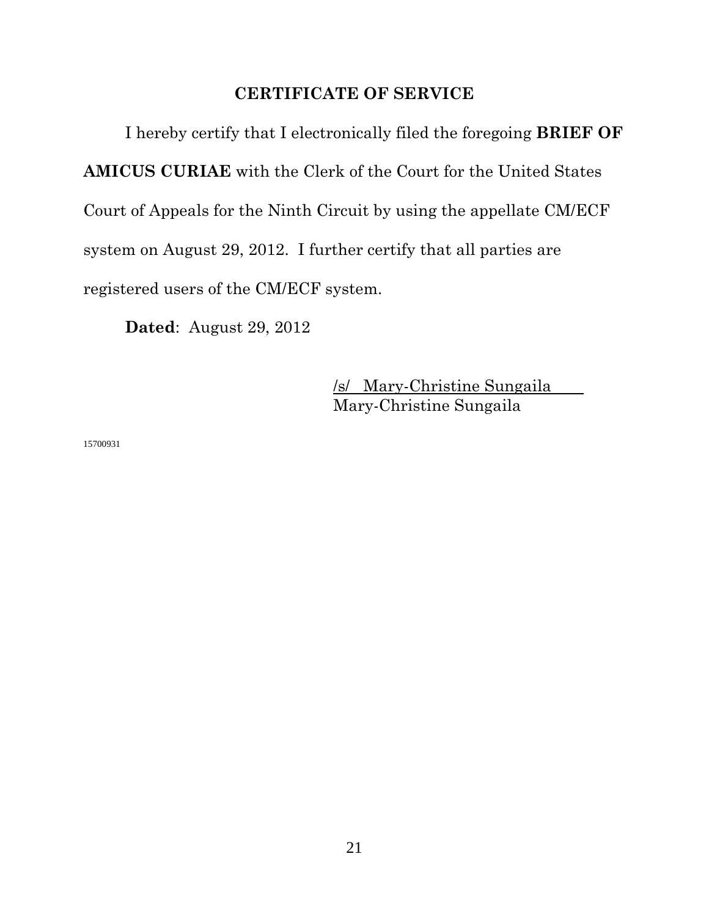## CERTIFICATE OF SERVICE

I hereby certify that I electronically filed the foregoing **BRIEF OF AMICUS CURIAE** with the Clerk of the Court for the United States Court of Appeals for the Ninth Circuit by using the appellate CM/ECF system on August 29, 2012. I further certify that all parties are registered users of the CM/ECF system.

**Dated**: August 29, 2012

/s/ Mary-Christine Sungaila
Mary-Christine Sungaila

15700931